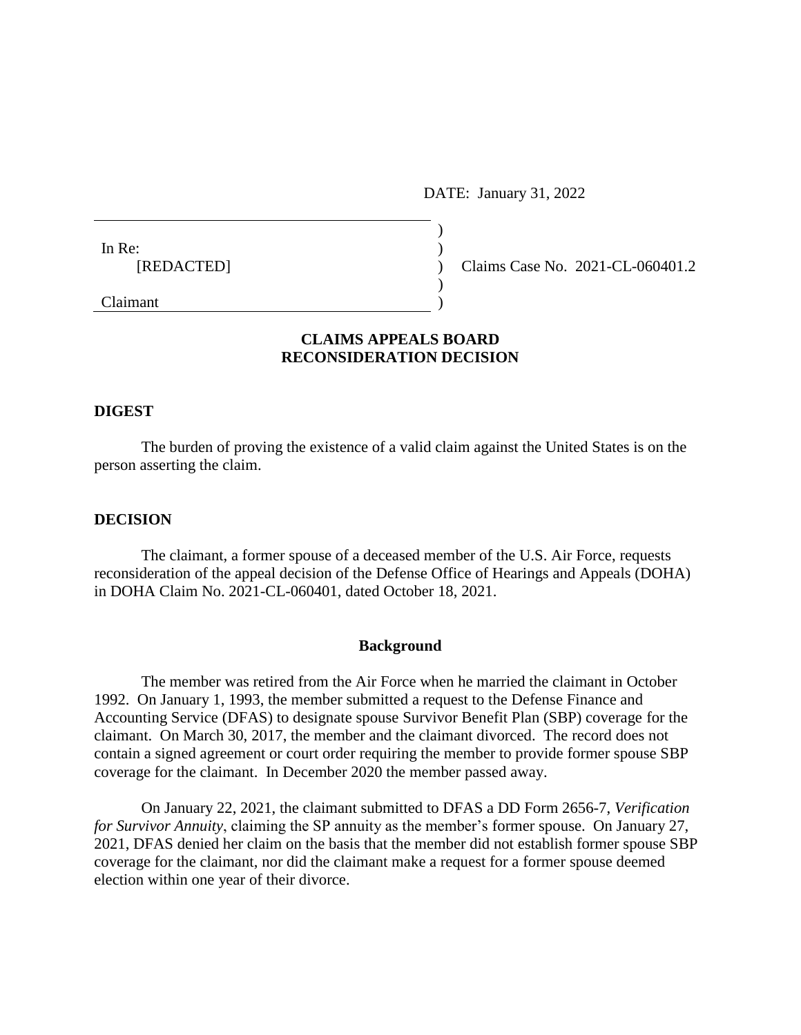DATE: January 31, 2022

In Re:
[REDACTED]

Claimant

Claims Case No. 2021-CL-060401.2

**CLAIMS APPEALS BOARD**
**RECONSIDERATION DECISION**

## DIGEST

The burden of proving the existence of a valid claim against the United States is on the person asserting the claim.

## DECISION

The claimant, a former spouse of a deceased member of the U.S. Air Force, requests reconsideration of the appeal decision of the Defense Office of Hearings and Appeals (DOHA) in DOHA Claim No. 2021-CL-060401, dated October 18, 2021.

### Background

The member was retired from the Air Force when he married the claimant in October 1992. On January 1, 1993, the member submitted a request to the Defense Finance and Accounting Service (DFAS) to designate spouse Survivor Benefit Plan (SBP) coverage for the claimant. On March 30, 2017, the member and the claimant divorced. The record does not contain a signed agreement or court order requiring the member to provide former spouse SBP coverage for the claimant. In December 2020 the member passed away.

On January 22, 2021, the claimant submitted to DFAS a DD Form 2656-7, *Verification for Survivor Annuity*, claiming the SP annuity as the member's former spouse. On January 27, 2021, DFAS denied her claim on the basis that the member did not establish former spouse SBP coverage for the claimant, nor did the claimant make a request for a former spouse deemed election within one year of their divorce.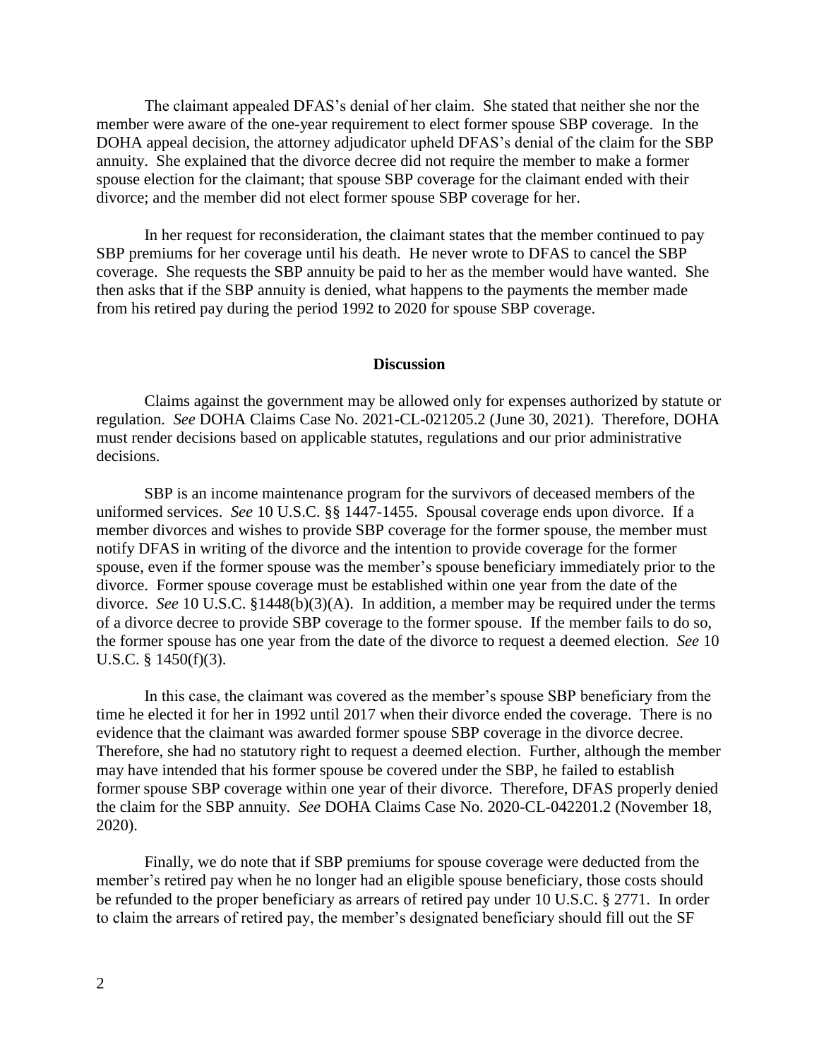The claimant appealed DFAS's denial of her claim. She stated that neither she nor the member were aware of the one-year requirement to elect former spouse SBP coverage. In the DOHA appeal decision, the attorney adjudicator upheld DFAS's denial of the claim for the SBP annuity. She explained that the divorce decree did not require the member to make a former spouse election for the claimant; that spouse SBP coverage for the claimant ended with their divorce; and the member did not elect former spouse SBP coverage for her.

In her request for reconsideration, the claimant states that the member continued to pay SBP premiums for her coverage until his death. He never wrote to DFAS to cancel the SBP coverage. She requests the SBP annuity be paid to her as the member would have wanted. She then asks that if the SBP annuity is denied, what happens to the payments the member made from his retired pay during the period 1992 to 2020 for spouse SBP coverage.

## Discussion

Claims against the government may be allowed only for expenses authorized by statute or regulation. *See* DOHA Claims Case No. 2021-CL-021205.2 (June 30, 2021). Therefore, DOHA must render decisions based on applicable statutes, regulations and our prior administrative decisions.

SBP is an income maintenance program for the survivors of deceased members of the uniformed services. *See* 10 U.S.C. §§ 1447-1455. Spousal coverage ends upon divorce. If a member divorces and wishes to provide SBP coverage for the former spouse, the member must notify DFAS in writing of the divorce and the intention to provide coverage for the former spouse, even if the former spouse was the member's spouse beneficiary immediately prior to the divorce. Former spouse coverage must be established within one year from the date of the divorce. *See* 10 U.S.C. §1448(b)(3)(A). In addition, a member may be required under the terms of a divorce decree to provide SBP coverage to the former spouse. If the member fails to do so, the former spouse has one year from the date of the divorce to request a deemed election. *See* 10 U.S.C. § 1450(f)(3).

In this case, the claimant was covered as the member's spouse SBP beneficiary from the time he elected it for her in 1992 until 2017 when their divorce ended the coverage. There is no evidence that the claimant was awarded former spouse SBP coverage in the divorce decree. Therefore, she had no statutory right to request a deemed election. Further, although the member may have intended that his former spouse be covered under the SBP, he failed to establish former spouse SBP coverage within one year of their divorce. Therefore, DFAS properly denied the claim for the SBP annuity. *See* DOHA Claims Case No. 2020-CL-042201.2 (November 18, 2020).

Finally, we do note that if SBP premiums for spouse coverage were deducted from the member's retired pay when he no longer had an eligible spouse beneficiary, those costs should be refunded to the proper beneficiary as arrears of retired pay under 10 U.S.C. § 2771. In order to claim the arrears of retired pay, the member's designated beneficiary should fill out the SF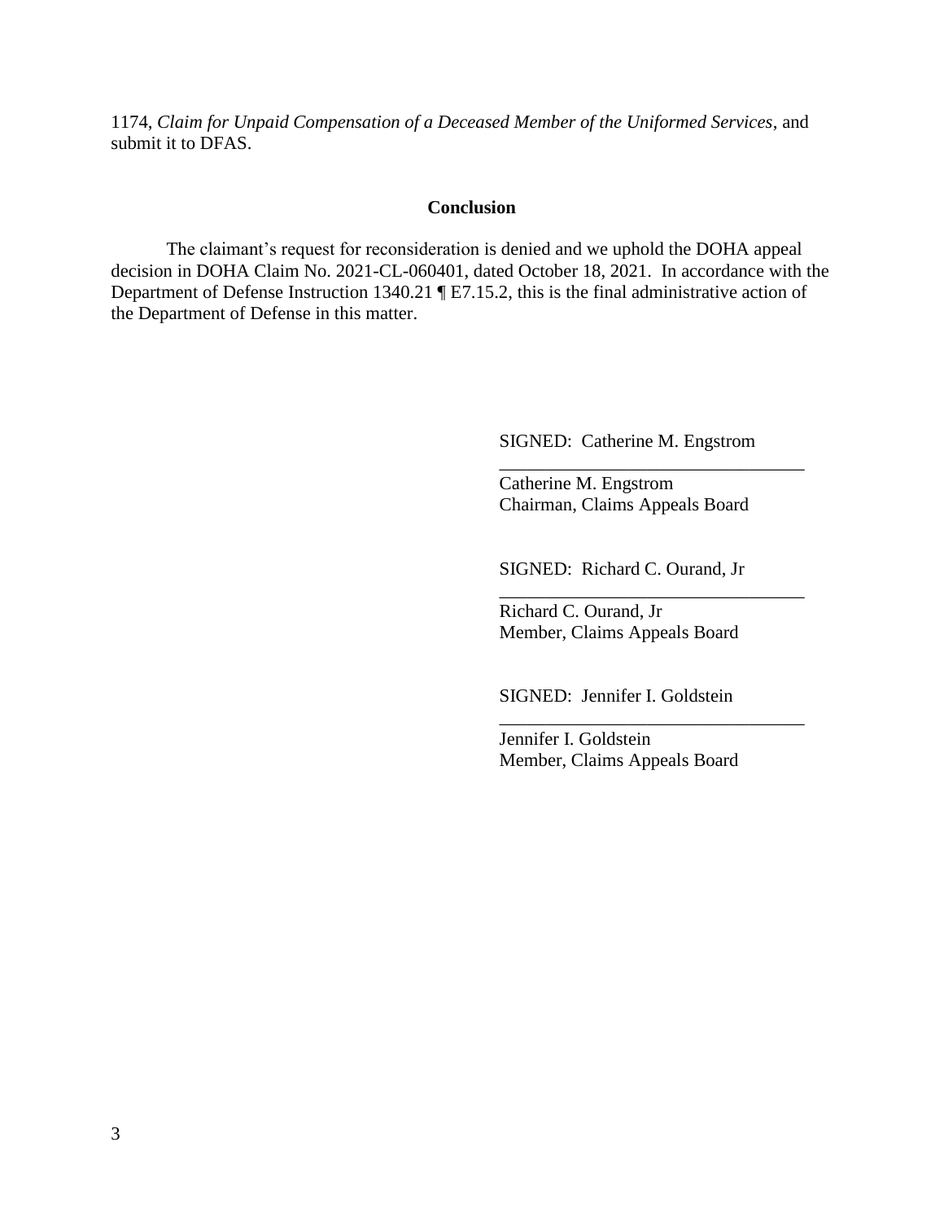1174, *Claim for Unpaid Compensation of a Deceased Member of the Uniformed Services,* and submit it to DFAS.

## Conclusion

The claimant's request for reconsideration is denied and we uphold the DOHA appeal decision in DOHA Claim No. 2021-CL-060401, dated October 18, 2021. In accordance with the Department of Defense Instruction 1340.21 ¶ E7.15.2, this is the final administrative action of the Department of Defense in this matter.

SIGNED: Catherine M. Engstrom

\_\_\_\_\_\_\_\_\_\_\_\_\_\_\_\_\_\_\_\_\_\_\_\_\_\_\_\_\_\_\_\_\_

Catherine M. Engstrom
Chairman, Claims Appeals Board

SIGNED: Richard C. Ourand, Jr

\_\_\_\_\_\_\_\_\_\_\_\_\_\_\_\_\_\_\_\_\_\_\_\_\_\_\_\_\_\_\_\_\_

Richard C. Ourand, Jr
Member, Claims Appeals Board

SIGNED: Jennifer I. Goldstein

\_\_\_\_\_\_\_\_\_\_\_\_\_\_\_\_\_\_\_\_\_\_\_\_\_\_\_\_\_\_\_\_\_

Jennifer I. Goldstein
Member, Claims Appeals Board